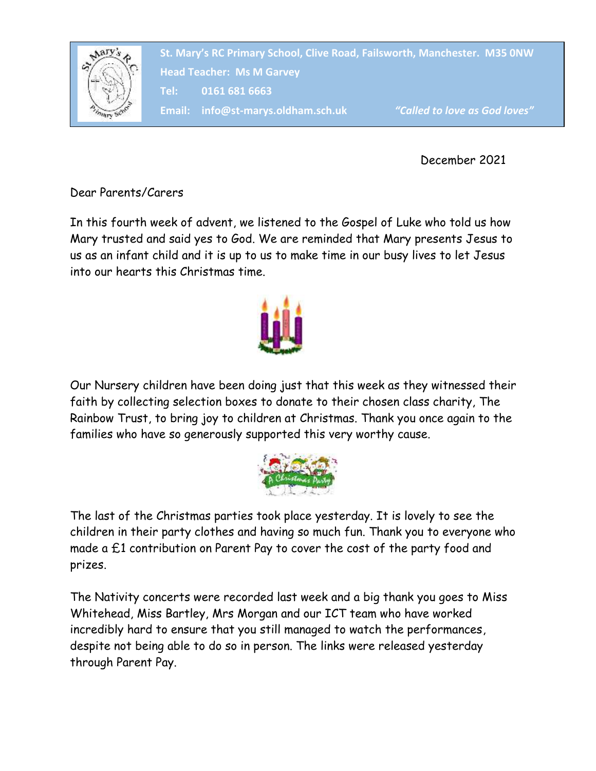St. Mary's RC Primary School, Clive Road, Failsworth, Manchester. M35 0NW

Head Teacher: Ms M Garvey

Tel: 0161 681 6663

Email: info@st-marys.oldham.sch.uk

*"Called to love as God loves"*

December 2021

Dear Parents/Carers

In this fourth week of advent, we listened to the Gospel of Luke who told us how Mary trusted and said yes to God. We are reminded that Mary presents Jesus to us as an infant child and it is up to us to make time in our busy lives to let Jesus into our hearts this Christmas time.

Our Nursery children have been doing just that this week as they witnessed their faith by collecting selection boxes to donate to their chosen class charity, The Rainbow Trust, to bring joy to children at Christmas. Thank you once again to the families who have so generously supported this very worthy cause.

The last of the Christmas parties took place yesterday. It is lovely to see the children in their party clothes and having so much fun. Thank you to everyone who made a £1 contribution on Parent Pay to cover the cost of the party food and prizes.

The Nativity concerts were recorded last week and a big thank you goes to Miss Whitehead, Miss Bartley, Mrs Morgan and our ICT team who have worked incredibly hard to ensure that you still managed to watch the performances, despite not being able to do so in person. The links were released yesterday through Parent Pay.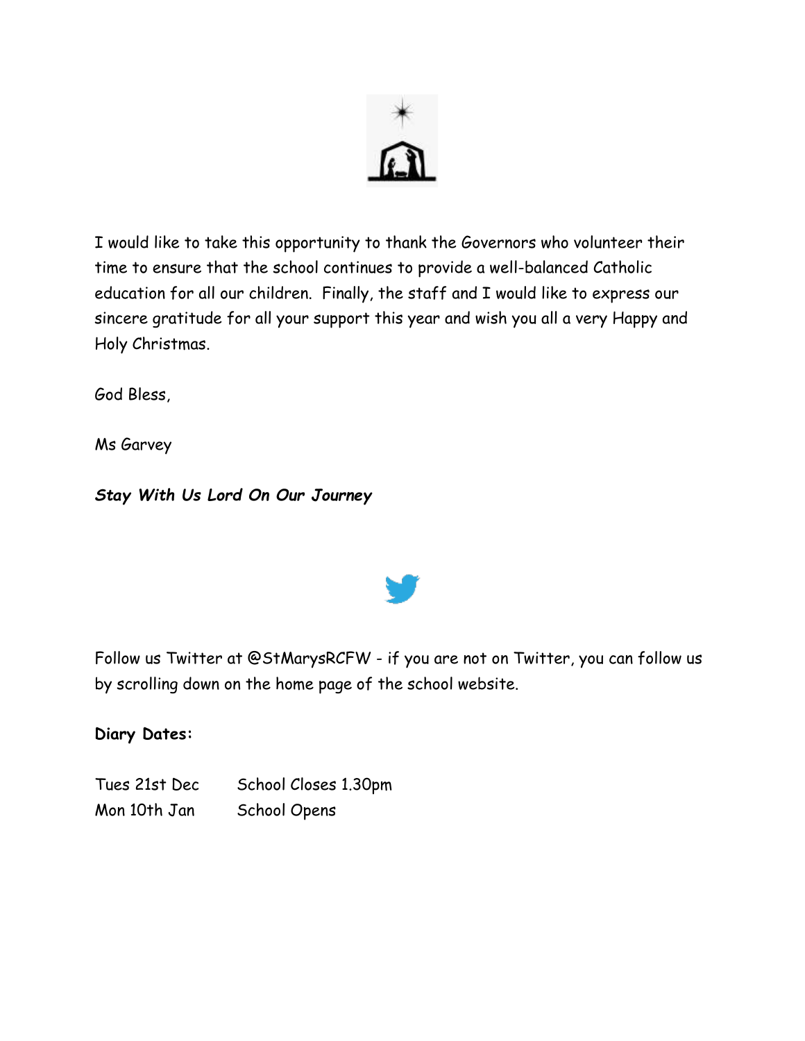I would like to take this opportunity to thank the Governors who volunteer their time to ensure that the school continues to provide a well-balanced Catholic education for all our children. Finally, the staff and I would like to express our sincere gratitude for all your support this year and wish you all a very Happy and Holy Christmas.

God Bless,

Ms Garvey

***Stay With Us Lord On Our Journey***

Follow us Twitter at @StMarysRCFW - if you are not on Twitter, you can follow us by scrolling down on the home page of the school website.

**Diary Dates:**

| | |
|---|---|
| Tues 21st Dec | School Closes 1.30pm |
| Mon 10th Jan | School Opens |